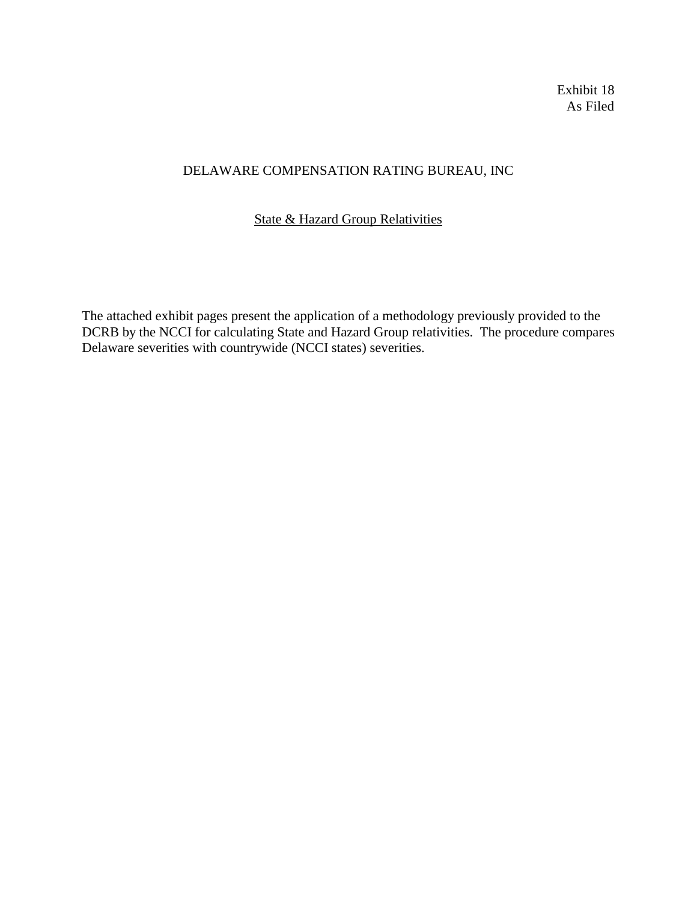Exhibit 18
As Filed

# DELAWARE COMPENSATION RATING BUREAU, INC

## State & Hazard Group Relativities

The attached exhibit pages present the application of a methodology previously provided to the DCRB by the NCCI for calculating State and Hazard Group relativities. The procedure compares Delaware severities with countrywide (NCCI states) severities.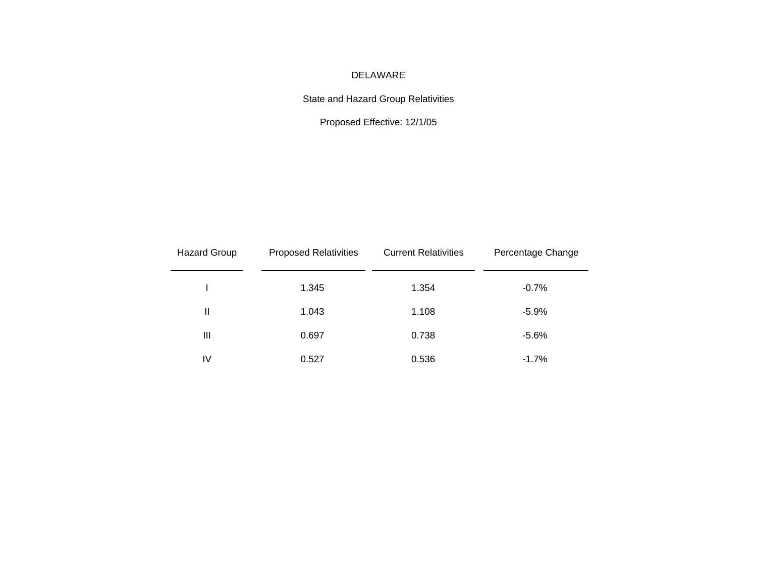# DELAWARE

## State and Hazard Group Relativities

Proposed Effective: 12/1/05

| Hazard Group | Proposed Relativities | Current Relativities | Percentage Change |
|---|---|---|---|
| I | 1.345 | 1.354 | -0.7% |
| II | 1.043 | 1.108 | -5.9% |
| III | 0.697 | 0.738 | -5.6% |
| IV | 0.527 | 0.536 | -1.7% |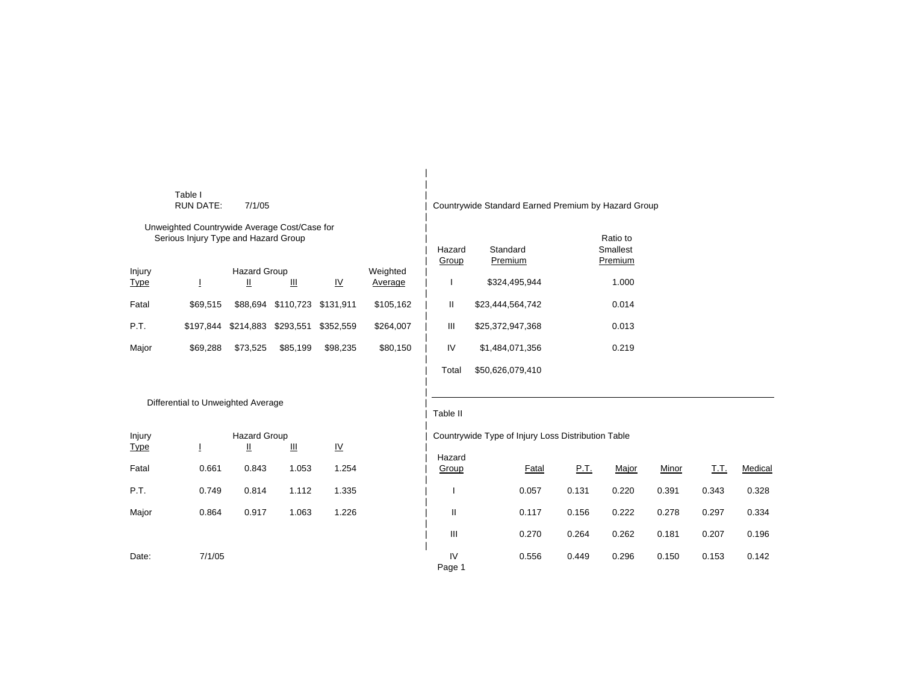Table I
RUN DATE: 7/1/05

Unweighted Countrywide Average Cost/Case for Serious Injury Type and Hazard Group

| Injury Type | I | II | III | IV | Weighted Average |
|---|---|---|---|---|---|
| Fatal | $69,515 | $88,694 | $110,723 | $131,911 | $105,162 |
| P.T. | $197,844 | $214,883 | $293,551 | $352,559 | $264,007 |
| Major | $69,288 | $73,525 | $85,199 | $98,235 | $80,150 |

Differential to Unweighted Average

| Injury Type | I | II | III | IV |
|---|---|---|---|---|
| Fatal | 0.661 | 0.843 | 1.053 | 1.254 |
| P.T. | 0.749 | 0.814 | 1.112 | 1.335 |
| Major | 0.864 | 0.917 | 1.063 | 1.226 |

Date: 7/1/05

Countrywide Standard Earned Premium by Hazard Group

| Hazard Group | Standard Premium | Ratio to Smallest Premium |
|---|---|---|
| I | $324,495,944 | 1.000 |
| II | $23,444,564,742 | 0.014 |
| III | $25,372,947,368 | 0.013 |
| IV | $1,484,071,356 | 0.219 |
| Total | $50,626,079,410 | |

Table II

Countrywide Type of Injury Loss Distribution Table

| Hazard Group | Fatal | P.T. | Major | Minor | T.T. | Medical |
|---|---|---|---|---|---|---|
| I | 0.057 | 0.131 | 0.220 | 0.391 | 0.343 | 0.328 |
| II | 0.117 | 0.156 | 0.222 | 0.278 | 0.297 | 0.334 |
| III | 0.270 | 0.264 | 0.262 | 0.181 | 0.207 | 0.196 |
| IV | 0.556 | 0.449 | 0.296 | 0.150 | 0.153 | 0.142 |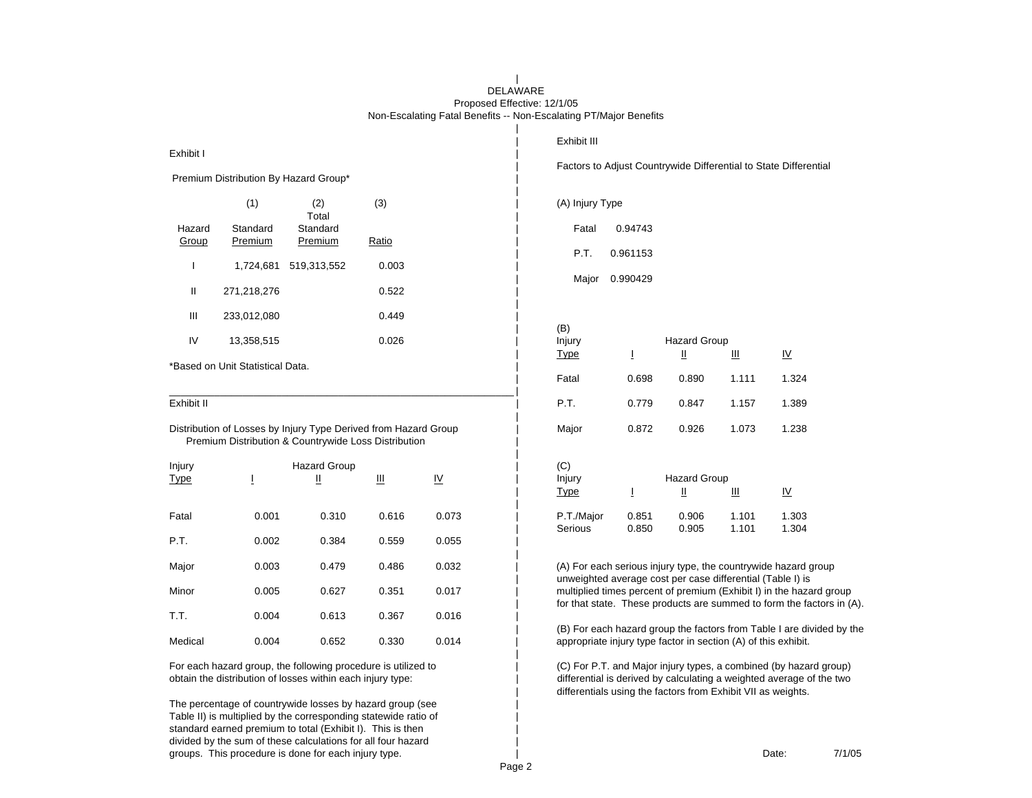DELAWARE

Proposed Effective: 12/1/05

Non-Escalating Fatal Benefits -- Non-Escalating PT/Major Benefits

## Exhibit I

Premium Distribution By Hazard Group*

| Hazard Group | (1) Standard Premium | (2) Total Standard Premium | (3) Ratio |
|---|---|---|---|
| I | 1,724,681 | 519,313,552 | 0.003 |
| II | 271,218,276 | | 0.522 |
| III | 233,012,080 | | 0.449 |
| IV | 13,358,515 | | 0.026 |

*Based on Unit Statistical Data.

## Exhibit II

Distribution of Losses by Injury Type Derived from Hazard Group Premium Distribution & Countrywide Loss Distribution

| Injury Type | Hazard Group I | II | III | IV |
|---|---|---|---|---|
| Fatal | 0.001 | 0.310 | 0.616 | 0.073 |
| P.T. | 0.002 | 0.384 | 0.559 | 0.055 |
| Major | 0.003 | 0.479 | 0.486 | 0.032 |
| Minor | 0.005 | 0.627 | 0.351 | 0.017 |
| T.T. | 0.004 | 0.613 | 0.367 | 0.016 |
| Medical | 0.004 | 0.652 | 0.330 | 0.014 |

For each hazard group, the following procedure is utilized to obtain the distribution of losses within each injury type:

The percentage of countrywide losses by hazard group (see Table II) is multiplied by the corresponding statewide ratio of standard earned premium to total (Exhibit I). This is then divided by the sum of these calculations for all four hazard groups. This procedure is done for each injury type.

## Exhibit III

Factors to Adjust Countrywide Differential to State Differential

(A) Injury Type

| Injury Type | Factor |
|---|---|
| Fatal | 0.94743 |
| P.T. | 0.961153 |
| Major | 0.990429 |

(B)

| Injury Type | Hazard Group I | II | III | IV |
|---|---|---|---|---|
| Fatal | 0.698 | 0.890 | 1.111 | 1.324 |
| P.T. | 0.779 | 0.847 | 1.157 | 1.389 |
| Major | 0.872 | 0.926 | 1.073 | 1.238 |

(C)

| Injury Type | Hazard Group I | II | III | IV |
|---|---|---|---|---|
| P.T./Major | 0.851 | 0.906 | 1.101 | 1.303 |
| Serious | 0.850 | 0.905 | 1.101 | 1.304 |

(A) For each serious injury type, the countrywide hazard group unweighted average cost per case differential (Table I) is multiplied times percent of premium (Exhibit I) in the hazard group for that state. These products are summed to form the factors in (A).

(B) For each hazard group the factors from Table I are divided by the appropriate injury type factor in section (A) of this exhibit.

(C) For P.T. and Major injury types, a combined (by hazard group) differential is derived by calculating a weighted average of the two differentials using the factors from Exhibit VII as weights.

Date: 7/1/05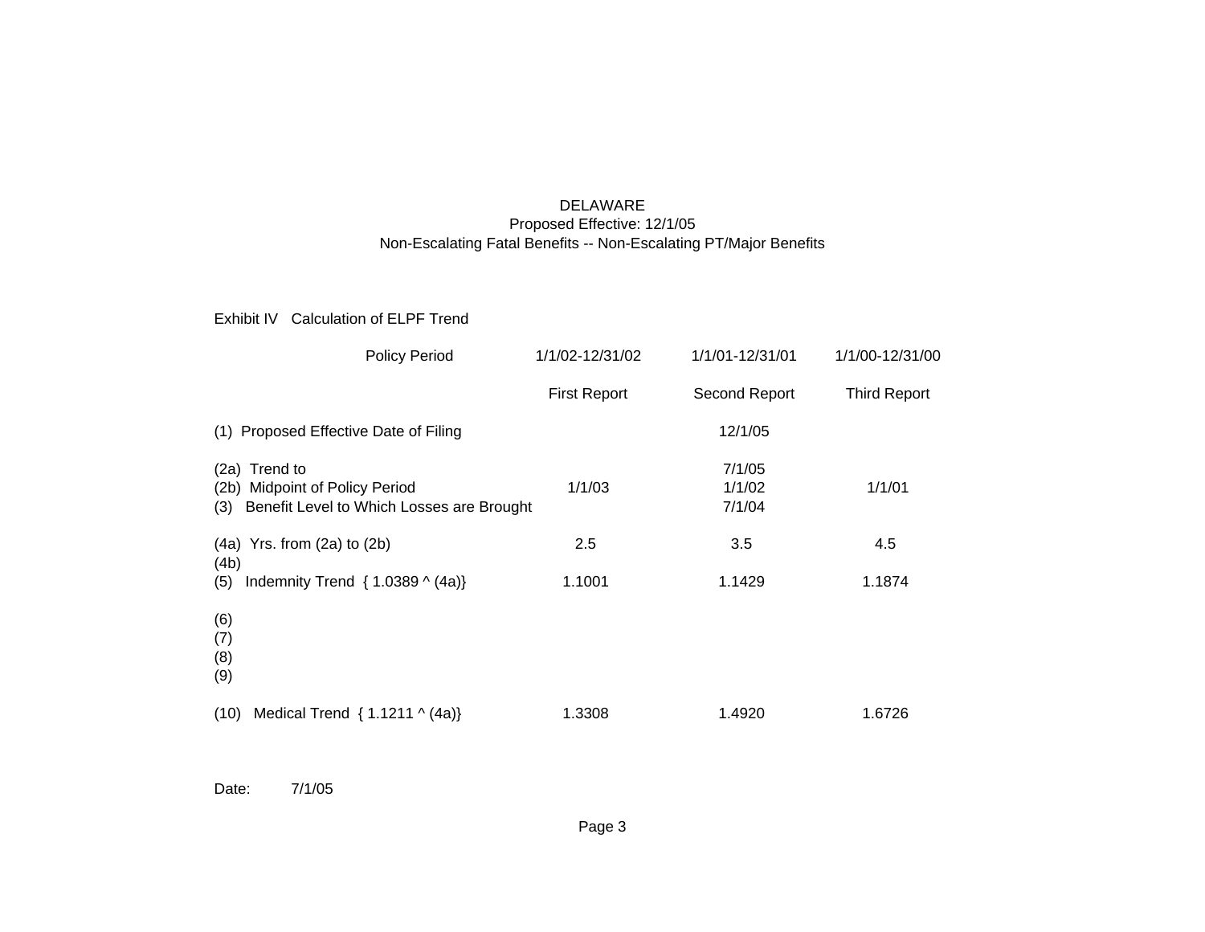DELAWARE
Proposed Effective: 12/1/05
Non-Escalating Fatal Benefits -- Non-Escalating PT/Major Benefits

Exhibit IV Calculation of ELPF Trend

| Policy Period | 1/1/02-12/31/02 | 1/1/01-12/31/01 | 1/1/00-12/31/00 |
|---|---|---|---|
| | First Report | Second Report | Third Report |
| (1) Proposed Effective Date of Filing | | 12/1/05 | |
| (2a) Trend to | | 7/1/05 | |
| (2b) Midpoint of Policy Period | 1/1/03 | 1/1/02 | 1/1/01 |
| (3) Benefit Level to Which Losses are Brought | | 7/1/04 | |
| (4a) Yrs. from (2a) to (2b) | 2.5 | 3.5 | 4.5 |
| (4b) | | | |
| (5) Indemnity Trend { 1.0389 ^ (4a)} | 1.1001 | 1.1429 | 1.1874 |
| (6) | | | |
| (7) | | | |
| (8) | | | |
| (9) | | | |
| (10) Medical Trend { 1.1211 ^ (4a)} | 1.3308 | 1.4920 | 1.6726 |

Date: 7/1/05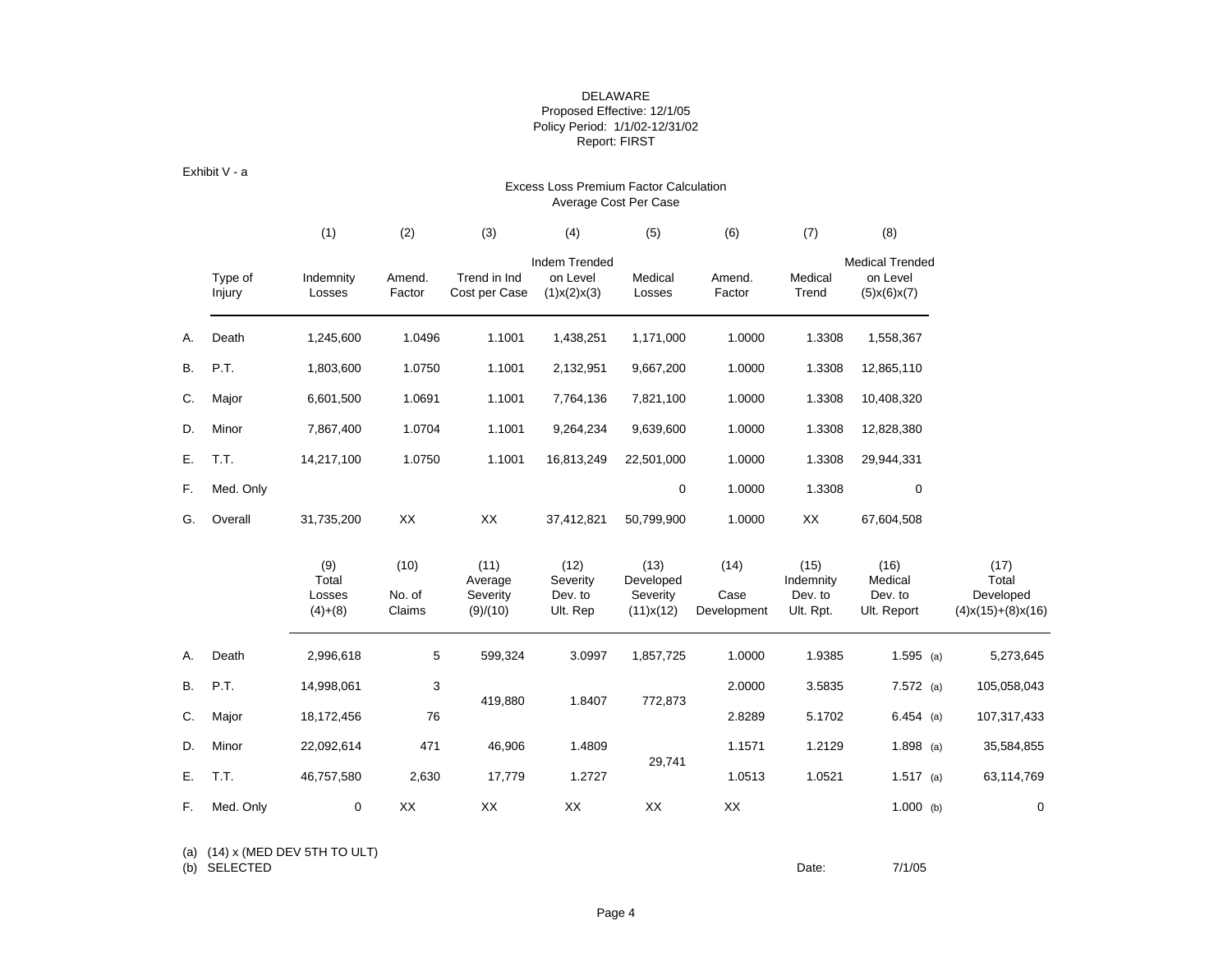DELAWARE
Proposed Effective: 12/1/05
Policy Period: 1/1/02-12/31/02
Report: FIRST

Exhibit V - a

## Excess Loss Premium Factor Calculation
### Average Cost Per Case

| | Type of Injury | (1) Indemnity Losses | (2) Amend. Factor | (3) Trend in Ind Cost per Case | (4) Indem Trended on Level (1)x(2)x(3) | (5) Medical Losses | (6) Amend. Factor | (7) Medical Trend | (8) Medical Trended on Level (5)x(6)x(7) |
|---|---|---|---|---|---|---|---|---|---|
| A. | Death | 1,245,600 | 1.0496 | 1.1001 | 1,438,251 | 1,171,000 | 1.0000 | 1.3308 | 1,558,367 |
| B. | P.T. | 1,803,600 | 1.0750 | 1.1001 | 2,132,951 | 9,667,200 | 1.0000 | 1.3308 | 12,865,110 |
| C. | Major | 6,601,500 | 1.0691 | 1.1001 | 7,764,136 | 7,821,100 | 1.0000 | 1.3308 | 10,408,320 |
| D. | Minor | 7,867,400 | 1.0704 | 1.1001 | 9,264,234 | 9,639,600 | 1.0000 | 1.3308 | 12,828,380 |
| E. | T.T. | 14,217,100 | 1.0750 | 1.1001 | 16,813,249 | 22,501,000 | 1.0000 | 1.3308 | 29,944,331 |
| F. | Med. Only | | | | | 0 | 1.0000 | 1.3308 | 0 |
| G. | Overall | 31,735,200 | XX | XX | 37,412,821 | 50,799,900 | 1.0000 | XX | 67,604,508 |

| | Type of Injury | (9) Total Losses (4)+(8) | (10) No. of Claims | (11) Average Severity (9)/(10) | (12) Severity Dev. to Ult. Rep | (13) Developed Severity (11)x(12) | (14) Case Development | (15) Indemnity Dev. to Ult. Rpt. | (16) Medical Dev. to Ult. Report | (17) Total Developed (4)x(15)+(8)x(16) |
|---|---|---|---|---|---|---|---|---|---|---|
| A. | Death | 2,996,618 | 5 | 599,324 | 3.0997 | 1,857,725 | 1.0000 | 1.9385 | 1.595 (a) | 5,273,645 |
| B. | P.T. | 14,998,061 | 3 | 419,880 | 1.8407 | 772,873 | 2.0000 | 3.5835 | 7.572 (a) | 105,058,043 |
| C. | Major | 18,172,456 | 76 | | | | 2.8289 | 5.1702 | 6.454 (a) | 107,317,433 |
| D. | Minor | 22,092,614 | 471 | 46,906 | 1.4809 | 29,741 | 1.1571 | 1.2129 | 1.898 (a) | 35,584,855 |
| E. | T.T. | 46,757,580 | 2,630 | 17,779 | 1.2727 | | 1.0513 | 1.0521 | 1.517 (a) | 63,114,769 |
| F. | Med. Only | 0 | XX | XX | XX | XX | XX | | 1.000 (b) | 0 |

(a) (14) x (MED DEV 5TH TO ULT)
(b) SELECTED

Date: 7/1/05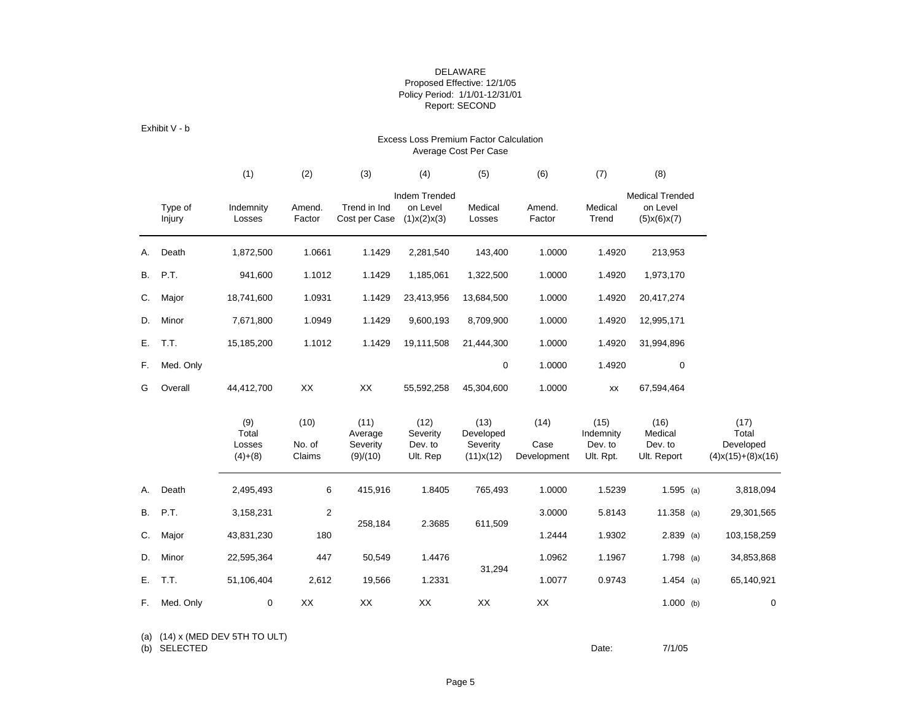DELAWARE
Proposed Effective: 12/1/05
Policy Period: 1/1/01-12/31/01
Report: SECOND

Exhibit V - b

## Excess Loss Premium Factor Calculation
### Average Cost Per Case

| | Type of Injury | (1) Indemnity Losses | (2) Amend. Factor | (3) Trend in Ind Cost per Case | (4) Indem Trended on Level (1)x(2)x(3) | (5) Medical Losses | (6) Amend. Factor | (7) Medical Trend | (8) Medical Trended on Level (5)x(6)x(7) |
|---|---|---|---|---|---|---|---|---|---|
| A. | Death | 1,872,500 | 1.0661 | 1.1429 | 2,281,540 | 143,400 | 1.0000 | 1.4920 | 213,953 |
| B. | P.T. | 941,600 | 1.1012 | 1.1429 | 1,185,061 | 1,322,500 | 1.0000 | 1.4920 | 1,973,170 |
| C. | Major | 18,741,600 | 1.0931 | 1.1429 | 23,413,956 | 13,684,500 | 1.0000 | 1.4920 | 20,417,274 |
| D. | Minor | 7,671,800 | 1.0949 | 1.1429 | 9,600,193 | 8,709,900 | 1.0000 | 1.4920 | 12,995,171 |
| E. | T.T. | 15,185,200 | 1.1012 | 1.1429 | 19,111,508 | 21,444,300 | 1.0000 | 1.4920 | 31,994,896 |
| F. | Med. Only | | | | | 0 | 1.0000 | 1.4920 | 0 |
| G | Overall | 44,412,700 | XX | XX | 55,592,258 | 45,304,600 | 1.0000 | xx | 67,594,464 |

| | Type of Injury | (9) Total Losses (4)+(8) | (10) No. of Claims | (11) Average Severity (9)/(10) | (12) Severity Dev. to Ult. Rep | (13) Developed Severity (11)x(12) | (14) Case Development | (15) Indemnity Dev. to Ult. Rpt. | (16) Medical Dev. to Ult. Report | (17) Total Developed (4)x(15)+(8)x(16) |
|---|---|---|---|---|---|---|---|---|---|---|
| A. | Death | 2,495,493 | 6 | 415,916 | 1.8405 | 765,493 | 1.0000 | 1.5239 | 1.595 (a) | 3,818,094 |
| B. | P.T. | 3,158,231 | 2 | 258,184 | 2.3685 | 611,509 | 3.0000 | 5.8143 | 11.358 (a) | 29,301,565 |
| C. | Major | 43,831,230 | 180 | | | | 1.2444 | 1.9302 | 2.839 (a) | 103,158,259 |
| D. | Minor | 22,595,364 | 447 | 50,549 | 1.4476 | 31,294 | 1.0962 | 1.1967 | 1.798 (a) | 34,853,868 |
| E. | T.T. | 51,106,404 | 2,612 | 19,566 | 1.2331 | | 1.0077 | 0.9743 | 1.454 (a) | 65,140,921 |
| F. | Med. Only | 0 | XX | XX | XX | XX | XX | | 1.000 (b) | 0 |

(a) (14) x (MED DEV 5TH TO ULT)
(b) SELECTED

Date: 7/1/05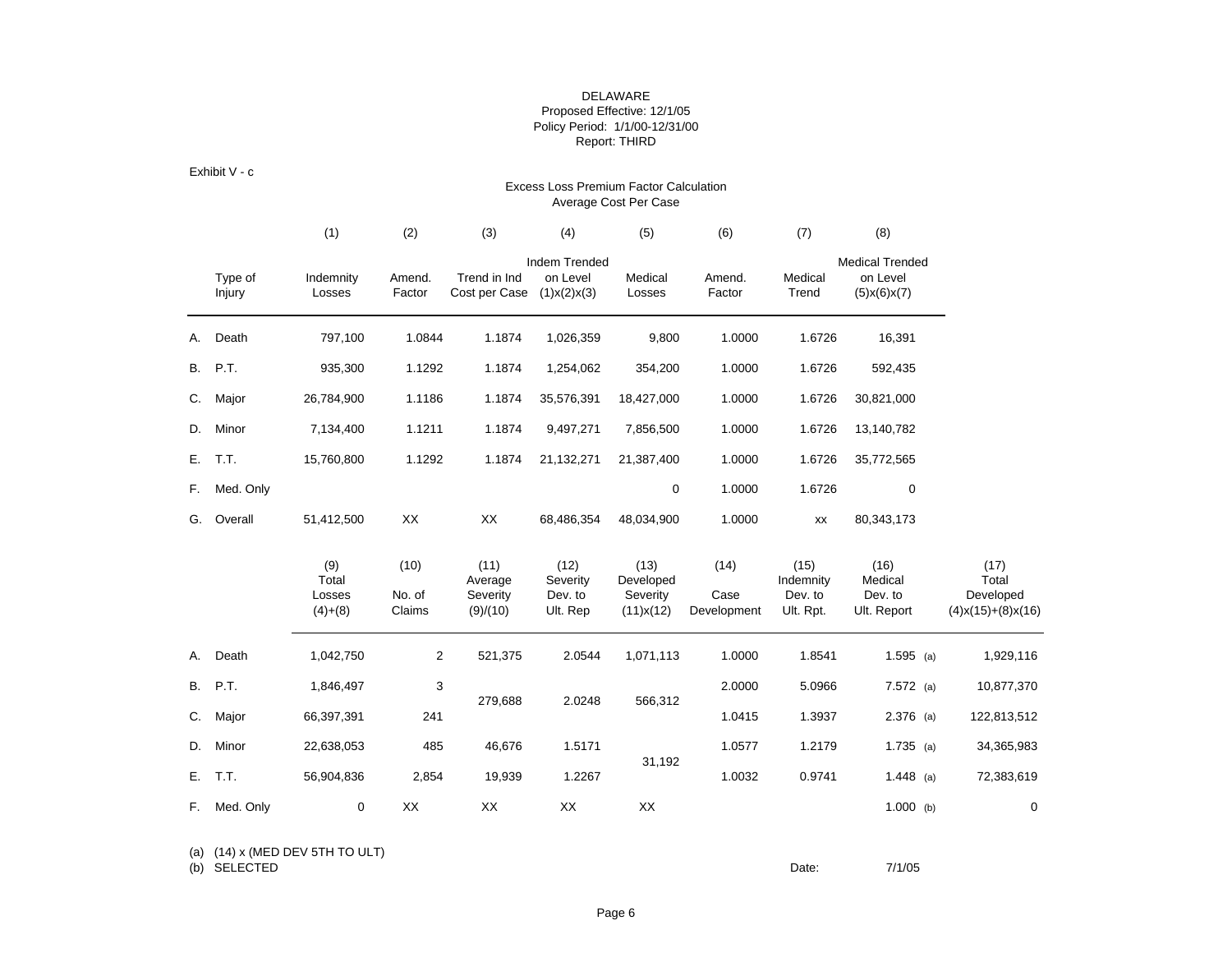DELAWARE
Proposed Effective: 12/1/05
Policy Period: 1/1/00-12/31/00
Report: THIRD

Exhibit V - c

## Excess Loss Premium Factor Calculation
### Average Cost Per Case

| | Type of Injury | (1) Indemnity Losses | (2) Amend. Factor | (3) Trend in Ind Cost per Case | (4) Indem Trended on Level (1)x(2)x(3) | (5) Medical Losses | (6) Amend. Factor | (7) Medical Trend | (8) Medical Trended on Level (5)x(6)x(7) |
|---|---|---|---|---|---|---|---|---|---|
| A. | Death | 797,100 | 1.0844 | 1.1874 | 1,026,359 | 9,800 | 1.0000 | 1.6726 | 16,391 |
| B. | P.T. | 935,300 | 1.1292 | 1.1874 | 1,254,062 | 354,200 | 1.0000 | 1.6726 | 592,435 |
| C. | Major | 26,784,900 | 1.1186 | 1.1874 | 35,576,391 | 18,427,000 | 1.0000 | 1.6726 | 30,821,000 |
| D. | Minor | 7,134,400 | 1.1211 | 1.1874 | 9,497,271 | 7,856,500 | 1.0000 | 1.6726 | 13,140,782 |
| E. | T.T. | 15,760,800 | 1.1292 | 1.1874 | 21,132,271 | 21,387,400 | 1.0000 | 1.6726 | 35,772,565 |
| F. | Med. Only | | | | | 0 | 1.0000 | 1.6726 | 0 |
| G. | Overall | 51,412,500 | XX | XX | 68,486,354 | 48,034,900 | 1.0000 | xx | 80,343,173 |

| | Type of Injury | (9) Total Losses (4)+(8) | (10) No. of Claims | (11) Average Severity (9)/(10) | (12) Severity Dev. to Ult. Rep | (13) Developed Severity (11)x(12) | (14) Case Development | (15) Indemnity Dev. to Ult. Rpt. | (16) Medical Dev. to Ult. Report | (17) Total Developed (4)x(15)+(8)x(16) |
|---|---|---|---|---|---|---|---|---|---|---|
| A. | Death | 1,042,750 | 2 | 521,375 | 2.0544 | 1,071,113 | 1.0000 | 1.8541 | 1.595 (a) | 1,929,116 |
| B. | P.T. | 1,846,497 | 3 | 279,688 | 2.0248 | 566,312 | 2.0000 | 5.0966 | 7.572 (a) | 10,877,370 |
| C. | Major | 66,397,391 | 241 | | | | 1.0415 | 1.3937 | 2.376 (a) | 122,813,512 |
| D. | Minor | 22,638,053 | 485 | 46,676 | 1.5171 | 31,192 | 1.0577 | 1.2179 | 1.735 (a) | 34,365,983 |
| E. | T.T. | 56,904,836 | 2,854 | 19,939 | 1.2267 | | 1.0032 | 0.9741 | 1.448 (a) | 72,383,619 |
| F. | Med. Only | 0 | XX | XX | XX | XX | | | 1.000 (b) | 0 |

(a) (14) x (MED DEV 5TH TO ULT)
(b) SELECTED

Date: 7/1/05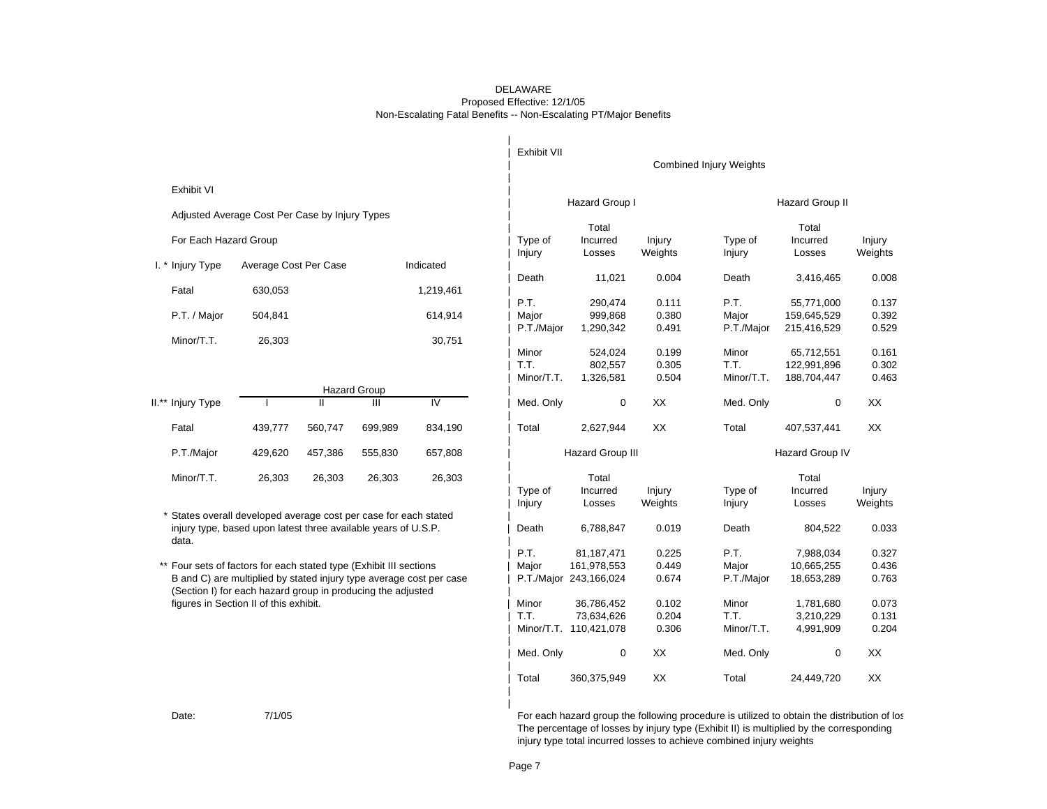# DELAWARE

Proposed Effective: 12/1/05

Non-Escalating Fatal Benefits -- Non-Escalating PT/Major Benefits

## Exhibit VI

Adjusted Average Cost Per Case by Injury Types

For Each Hazard Group

| I. * Injury Type | Average Cost Per Case | Indicated |
|---|---|---|
| Fatal | 630,053 | 1,219,461 |
| P.T. / Major | 504,841 | 614,914 |
| Minor/T.T. | 26,303 | 30,751 |

| II.** Injury Type | Hazard Group I | II | III | IV |
|---|---|---|---|---|
| Fatal | 439,777 | 560,747 | 699,989 | 834,190 |
| P.T./Major | 429,620 | 457,386 | 555,830 | 657,808 |
| Minor/T.T. | 26,303 | 26,303 | 26,303 | 26,303 |

\* States overall developed average cost per case for each stated injury type, based upon latest three available years of U.S.P. data.

\*\* Four sets of factors for each stated type (Exhibit III sections B and C) are multiplied by stated injury type average cost per case (Section I) for each hazard group in producing the adjusted figures in Section II of this exhibit.

Date: 7/1/05

## Exhibit VII

Combined Injury Weights

| Hazard Group I | | | Hazard Group II | | |
|---|---|---|---|---|---|
| Type of Injury | Total Incurred Losses | Injury Weights | Type of Injury | Total Incurred Losses | Injury Weights |
| Death | 11,021 | 0.004 | Death | 3,416,465 | 0.008 |
| P.T. | 290,474 | 0.111 | P.T. | 55,771,000 | 0.137 |
| Major | 999,868 | 0.380 | Major | 159,645,529 | 0.392 |
| P.T./Major | 1,290,342 | 0.491 | P.T./Major | 215,416,529 | 0.529 |
| Minor | 524,024 | 0.199 | Minor | 65,712,551 | 0.161 |
| T.T. | 802,557 | 0.305 | T.T. | 122,991,896 | 0.302 |
| Minor/T.T. | 1,326,581 | 0.504 | Minor/T.T. | 188,704,447 | 0.463 |
| Med. Only | 0 | XX | Med. Only | 0 | XX |
| Total | 2,627,944 | XX | Total | 407,537,441 | XX |

| Hazard Group III | | | Hazard Group IV | | |
|---|---|---|---|---|---|
| Type of Injury | Total Incurred Losses | Injury Weights | Type of Injury | Total Incurred Losses | Injury Weights |
| Death | 6,788,847 | 0.019 | Death | 804,522 | 0.033 |
| P.T. | 81,187,471 | 0.225 | P.T. | 7,988,034 | 0.327 |
| Major | 161,978,553 | 0.449 | Major | 10,665,255 | 0.436 |
| P.T./Major | 243,166,024 | 0.674 | P.T./Major | 18,653,289 | 0.763 |
| Minor | 36,786,452 | 0.102 | Minor | 1,781,680 | 0.073 |
| T.T. | 73,634,626 | 0.204 | T.T. | 3,210,229 | 0.131 |
| Minor/T.T. | 110,421,078 | 0.306 | Minor/T.T. | 4,991,909 | 0.204 |
| Med. Only | 0 | XX | Med. Only | 0 | XX |
| Total | 360,375,949 | XX | Total | 24,449,720 | XX |

For each hazard group the following procedure is utilized to obtain the distribution of los
The percentage of losses by injury type (Exhibit II) is multiplied by the corresponding injury type total incurred losses to achieve combined injury weights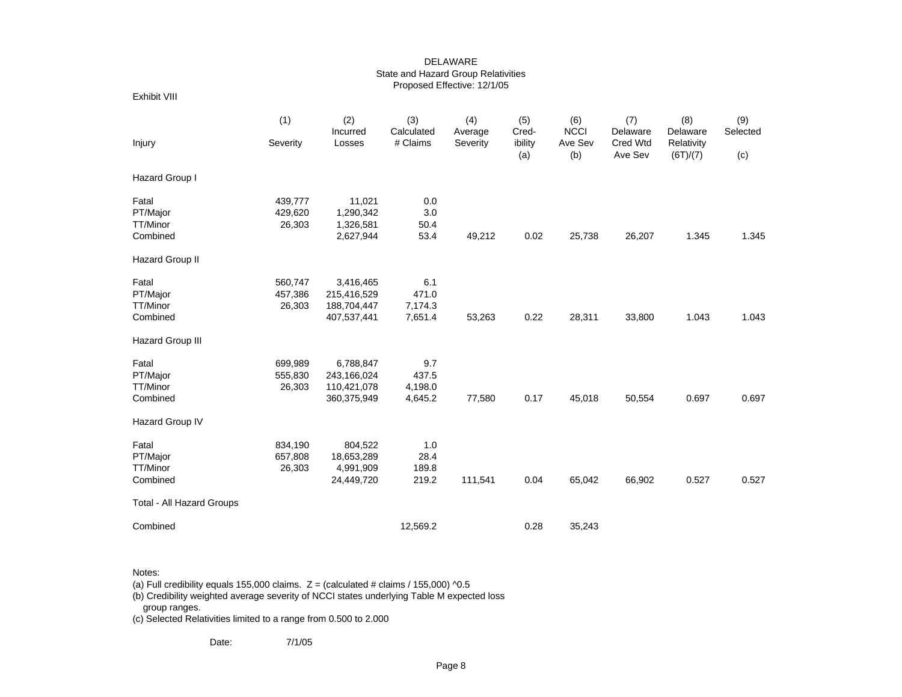DELAWARE
State and Hazard Group Relativities
Proposed Effective: 12/1/05

Exhibit VIII

| Injury | (1) Severity | (2) Incurred Losses | (3) Calculated # Claims | (4) Average Severity | (5) Cred-ibility (a) | (6) NCCI Ave Sev (b) | (7) Delaware Cred Wtd Ave Sev | (8) Delaware Relativity (6T)/(7) | (9) Selected (c) |
|---|---|---|---|---|---|---|---|---|---|
| Hazard Group I | | | | | | | | | |
| Fatal | 439,777 | 11,021 | 0.0 | | | | | | |
| PT/Major | 429,620 | 1,290,342 | 3.0 | | | | | | |
| TT/Minor | 26,303 | 1,326,581 | 50.4 | | | | | | |
| Combined | | 2,627,944 | 53.4 | 49,212 | 0.02 | 25,738 | 26,207 | 1.345 | 1.345 |
| Hazard Group II | | | | | | | | | |
| Fatal | 560,747 | 3,416,465 | 6.1 | | | | | | |
| PT/Major | 457,386 | 215,416,529 | 471.0 | | | | | | |
| TT/Minor | 26,303 | 188,704,447 | 7,174.3 | | | | | | |
| Combined | | 407,537,441 | 7,651.4 | 53,263 | 0.22 | 28,311 | 33,800 | 1.043 | 1.043 |
| Hazard Group III | | | | | | | | | |
| Fatal | 699,989 | 6,788,847 | 9.7 | | | | | | |
| PT/Major | 555,830 | 243,166,024 | 437.5 | | | | | | |
| TT/Minor | 26,303 | 110,421,078 | 4,198.0 | | | | | | |
| Combined | | 360,375,949 | 4,645.2 | 77,580 | 0.17 | 45,018 | 50,554 | 0.697 | 0.697 |
| Hazard Group IV | | | | | | | | | |
| Fatal | 834,190 | 804,522 | 1.0 | | | | | | |
| PT/Major | 657,808 | 18,653,289 | 28.4 | | | | | | |
| TT/Minor | 26,303 | 4,991,909 | 189.8 | | | | | | |
| Combined | | 24,449,720 | 219.2 | 111,541 | 0.04 | 65,042 | 66,902 | 0.527 | 0.527 |
| Total - All Hazard Groups | | | | | | | | | |
| Combined | | | 12,569.2 | | 0.28 | 35,243 | | | |

Notes:

(a) Full credibility equals 155,000 claims. $Z = (\text{calculated \# claims} / 155,000)^{0.5}$

(b) Credibility weighted average severity of NCCI states underlying Table M expected loss group ranges.

(c) Selected Relativities limited to a range from 0.500 to 2.000

Date: 7/1/05